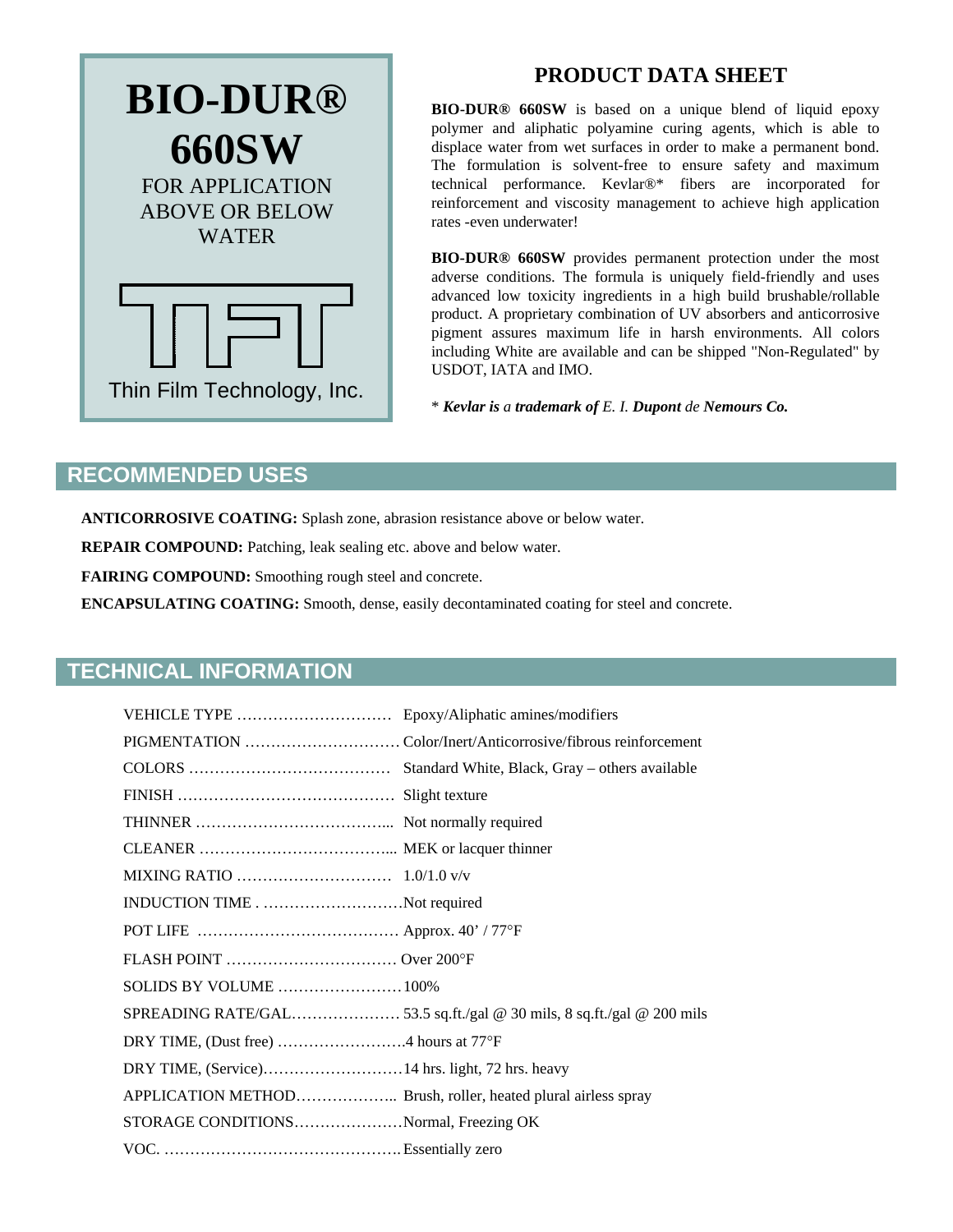# BIO-DUR® 660SW

FOR APPLICATION ABOVE OR BELOW WATER

Thin Film Technology, Inc.

## PRODUCT DATA SHEET

**BIO-DUR® 660SW** is based on a unique blend of liquid epoxy polymer and aliphatic polyamine curing agents, which is able to displace water from wet surfaces in order to make a permanent bond. The formulation is solvent-free to ensure safety and maximum technical performance. Kevlar®* fibers are incorporated for reinforcement and viscosity management to achieve high application rates -even underwater!

**BIO-DUR® 660SW** provides permanent protection under the most adverse conditions. The formula is uniquely field-friendly and uses advanced low toxicity ingredients in a high build brushable/rollable product. A proprietary combination of UV absorbers and anticorrosive pigment assures maximum life in harsh environments. All colors including White are available and can be shipped "Non-Regulated" by USDOT, IATA and IMO.

\* ***Kevlar is** a **trademark of** E. I. **Dupont** de **Nemours Co.***

## RECOMMENDED USES

**ANTICORROSIVE COATING:** Splash zone, abrasion resistance above or below water.

**REPAIR COMPOUND:** Patching, leak sealing etc. above and below water.

**FAIRING COMPOUND:** Smoothing rough steel and concrete.

**ENCAPSULATING COATING:** Smooth, dense, easily decontaminated coating for steel and concrete.

## TECHNICAL INFORMATION

| | |
|---|---|
| VEHICLE TYPE | Epoxy/Aliphatic amines/modifiers |
| PIGMENTATION | Color/Inert/Anticorrosive/fibrous reinforcement |
| COLORS | Standard White, Black, Gray – others available |
| FINISH | Slight texture |
| THINNER | Not normally required |
| CLEANER | MEK or lacquer thinner |
| MIXING RATIO | 1.0/1.0 v/v |
| INDUCTION TIME | Not required |
| POT LIFE | Approx. 40' / 77°F |
| FLASH POINT | Over 200°F |
| SOLIDS BY VOLUME | 100% |
| SPREADING RATE/GAL | 53.5 sq.ft./gal @ 30 mils, 8 sq.ft./gal @ 200 mils |
| DRY TIME, (Dust free) | 4 hours at 77°F |
| DRY TIME, (Service) | 14 hrs. light, 72 hrs. heavy |
| APPLICATION METHOD | Brush, roller, heated plural airless spray |
| STORAGE CONDITIONS | Normal, Freezing OK |
| VOC. | Essentially zero |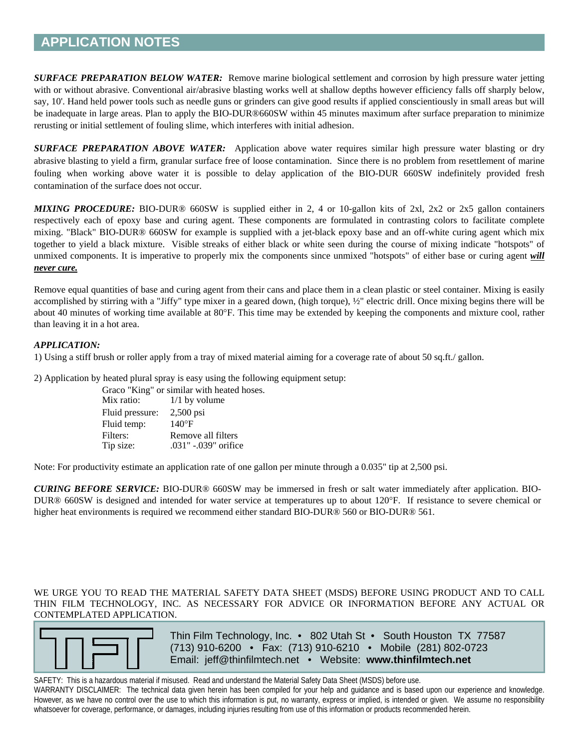## APPLICATION NOTES

***SURFACE PREPARATION BELOW WATER:*** Remove marine biological settlement and corrosion by high pressure water jetting with or without abrasive. Conventional air/abrasive blasting works well at shallow depths however efficiency falls off sharply below, say, 10'. Hand held power tools such as needle guns or grinders can give good results if applied conscientiously in small areas but will be inadequate in large areas. Plan to apply the BIO-DUR®660SW within 45 minutes maximum after surface preparation to minimize rerusting or initial settlement of fouling slime, which interferes with initial adhesion.

***SURFACE PREPARATION ABOVE WATER:*** Application above water requires similar high pressure water blasting or dry abrasive blasting to yield a firm, granular surface free of loose contamination. Since there is no problem from resettlement of marine fouling when working above water it is possible to delay application of the BIO-DUR 660SW indefinitely provided fresh contamination of the surface does not occur.

***MIXING PROCEDURE:*** BIO-DUR® 660SW is supplied either in 2, 4 or 10-gallon kits of 2xl, 2x2 or 2x5 gallon containers respectively each of epoxy base and curing agent. These components are formulated in contrasting colors to facilitate complete mixing. "Black" BIO-DUR® 660SW for example is supplied with a jet-black epoxy base and an off-white curing agent which mix together to yield a black mixture. Visible streaks of either black or white seen during the course of mixing indicate "hotspots" of unmixed components. It is imperative to properly mix the components since unmixed "hotspots" of either base or curing agent ***will never cure.***

Remove equal quantities of base and curing agent from their cans and place them in a clean plastic or steel container. Mixing is easily accomplished by stirring with a "Jiffy" type mixer in a geared down, (high torque), ½" electric drill. Once mixing begins there will be about 40 minutes of working time available at 80°F. This time may be extended by keeping the components and mixture cool, rather than leaving it in a hot area.

***APPLICATION:***

1) Using a stiff brush or roller apply from a tray of mixed material aiming for a coverage rate of about 50 sq.ft./ gallon.

2) Application by heated plural spray is easy using the following equipment setup:

Graco "King" or similar with heated hoses.

| | |
|---|---|
| Mix ratio: | 1/1 by volume |
| Fluid pressure: | 2,500 psi |
| Fluid temp: | 140°F |
| Filters: | Remove all filters |
| Tip size: | .031" -.039" orifice |

Note: For productivity estimate an application rate of one gallon per minute through a 0.035" tip at 2,500 psi.

***CURING BEFORE SERVICE:*** BIO-DUR® 660SW may be immersed in fresh or salt water immediately after application. BIO-DUR® 660SW is designed and intended for water service at temperatures up to about 120°F. If resistance to severe chemical or higher heat environments is required we recommend either standard BIO-DUR® 560 or BIO-DUR® 561.

WE URGE YOU TO READ THE MATERIAL SAFETY DATA SHEET (MSDS) BEFORE USING PRODUCT AND TO CALL THIN FILM TECHNOLOGY, INC. AS NECESSARY FOR ADVICE OR INFORMATION BEFORE ANY ACTUAL OR CONTEMPLATED APPLICATION.

TFT

Thin Film Technology, Inc. • 802 Utah St • South Houston TX 77587
(713) 910-6200 • Fax: (713) 910-6210 • Mobile (281) 802-0723
Email: jeff@thinfilmtech.net • Website: **www.thinfilmtech.net**

SAFETY: This is a hazardous material if misused. Read and understand the Material Safety Data Sheet (MSDS) before use.
WARRANTY DISCLAIMER: The technical data given herein has been compiled for your help and guidance and is based upon our experience and knowledge. However, as we have no control over the use to which this information is put, no warranty, express or implied, is intended or given. We assume no responsibility whatsoever for coverage, performance, or damages, including injuries resulting from use of this information or products recommended herein.